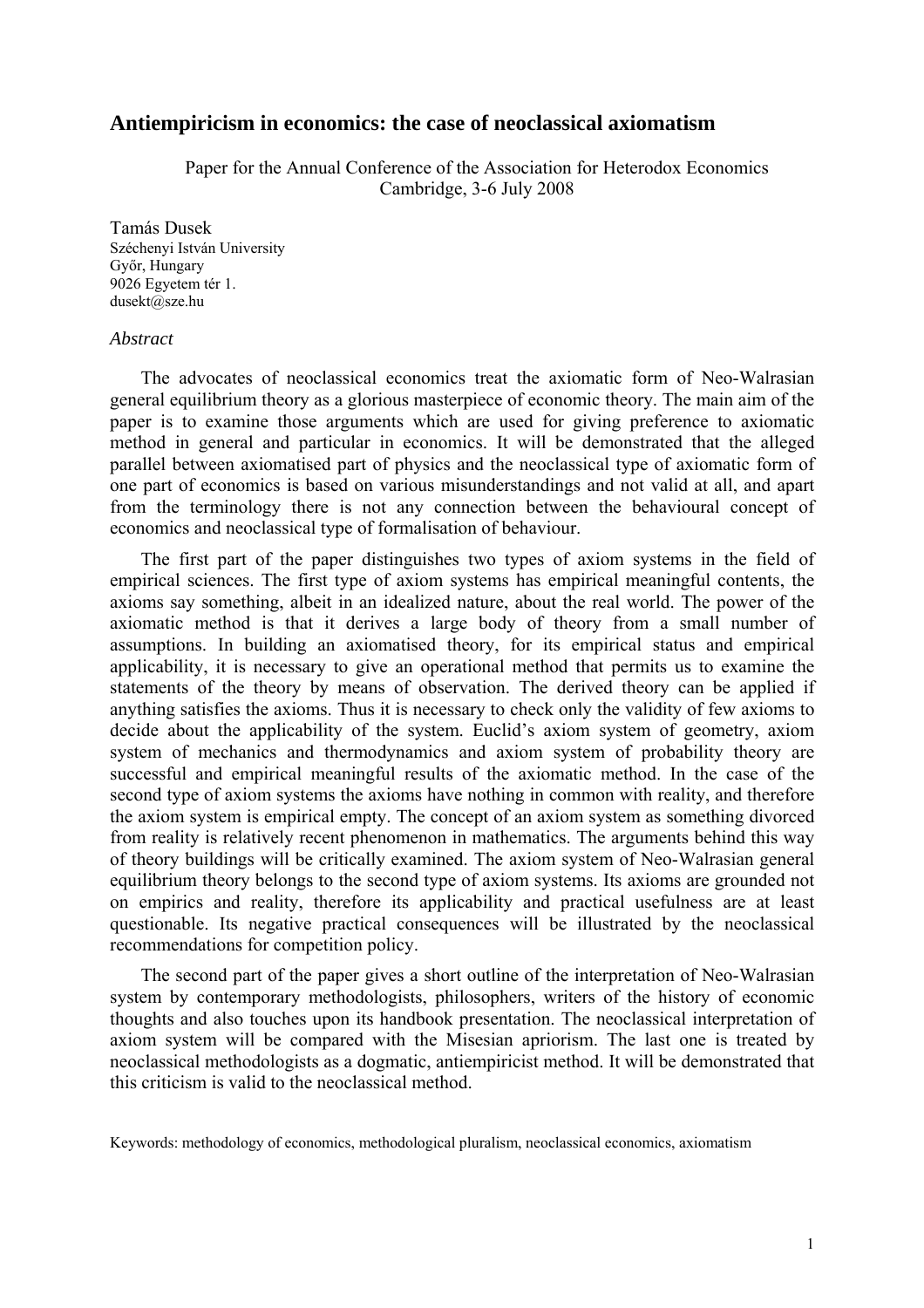# Antiempiricism in economics: the case of neoclassical axiomatism

Paper for the Annual Conference of the Association for Heterodox Economics
Cambridge, 3-6 July 2008

Tamás Dusek
Széchenyi István University
Győr, Hungary
9026 Egyetem tér 1.
dusekt@sze.hu

*Abstract*

The advocates of neoclassical economics treat the axiomatic form of Neo-Walrasian general equilibrium theory as a glorious masterpiece of economic theory. The main aim of the paper is to examine those arguments which are used for giving preference to axiomatic method in general and particular in economics. It will be demonstrated that the alleged parallel between axiomatised part of physics and the neoclassical type of axiomatic form of one part of economics is based on various misunderstandings and not valid at all, and apart from the terminology there is not any connection between the behavioural concept of economics and neoclassical type of formalisation of behaviour.

The first part of the paper distinguishes two types of axiom systems in the field of empirical sciences. The first type of axiom systems has empirical meaningful contents, the axioms say something, albeit in an idealized nature, about the real world. The power of the axiomatic method is that it derives a large body of theory from a small number of assumptions. In building an axiomatised theory, for its empirical status and empirical applicability, it is necessary to give an operational method that permits us to examine the statements of the theory by means of observation. The derived theory can be applied if anything satisfies the axioms. Thus it is necessary to check only the validity of few axioms to decide about the applicability of the system. Euclid's axiom system of geometry, axiom system of mechanics and thermodynamics and axiom system of probability theory are successful and empirical meaningful results of the axiomatic method. In the case of the second type of axiom systems the axioms have nothing in common with reality, and therefore the axiom system is empirical empty. The concept of an axiom system as something divorced from reality is relatively recent phenomenon in mathematics. The arguments behind this way of theory buildings will be critically examined. The axiom system of Neo-Walrasian general equilibrium theory belongs to the second type of axiom systems. Its axioms are grounded not on empirics and reality, therefore its applicability and practical usefulness are at least questionable. Its negative practical consequences will be illustrated by the neoclassical recommendations for competition policy.

The second part of the paper gives a short outline of the interpretation of Neo-Walrasian system by contemporary methodologists, philosophers, writers of the history of economic thoughts and also touches upon its handbook presentation. The neoclassical interpretation of axiom system will be compared with the Misesian apriorism. The last one is treated by neoclassical methodologists as a dogmatic, antiempiricist method. It will be demonstrated that this criticism is valid to the neoclassical method.

Keywords: methodology of economics, methodological pluralism, neoclassical economics, axiomatism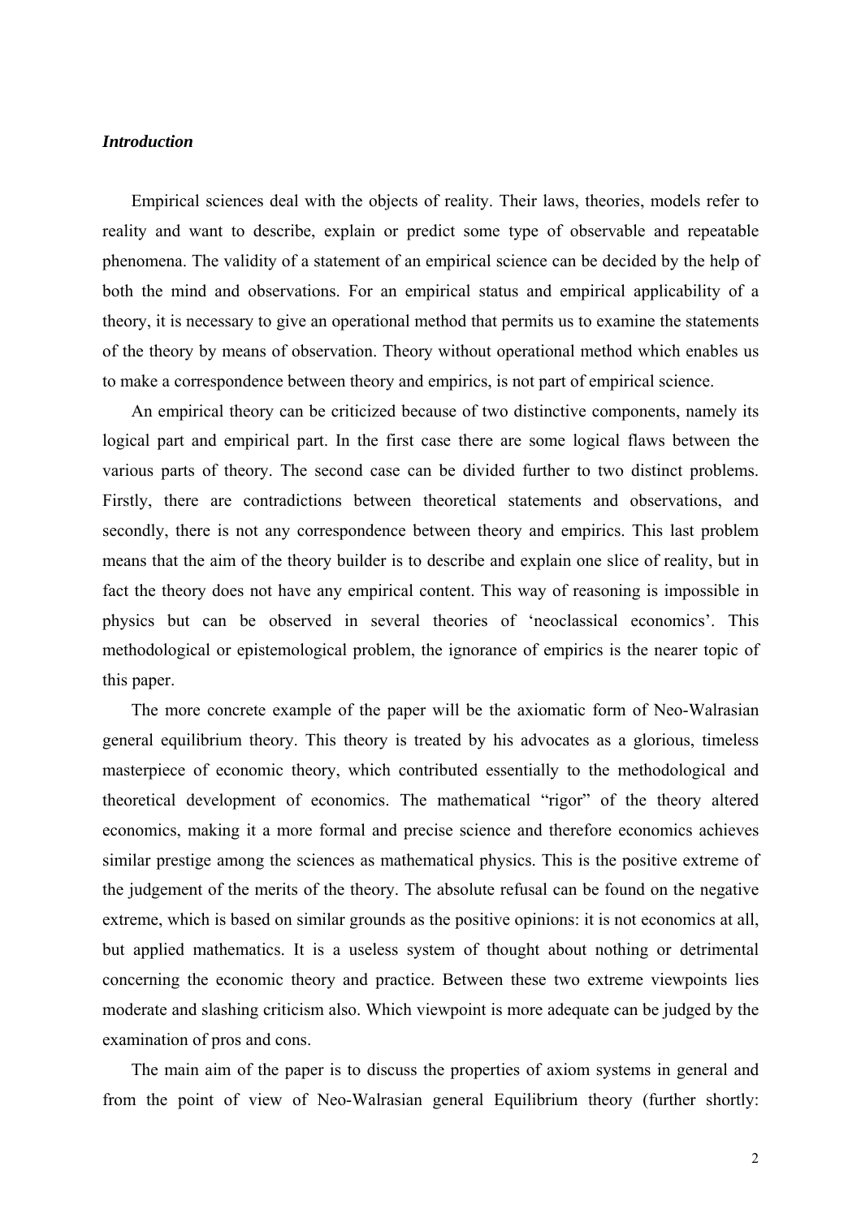## *Introduction*

Empirical sciences deal with the objects of reality. Their laws, theories, models refer to reality and want to describe, explain or predict some type of observable and repeatable phenomena. The validity of a statement of an empirical science can be decided by the help of both the mind and observations. For an empirical status and empirical applicability of a theory, it is necessary to give an operational method that permits us to examine the statements of the theory by means of observation. Theory without operational method which enables us to make a correspondence between theory and empirics, is not part of empirical science.

An empirical theory can be criticized because of two distinctive components, namely its logical part and empirical part. In the first case there are some logical flaws between the various parts of theory. The second case can be divided further to two distinct problems. Firstly, there are contradictions between theoretical statements and observations, and secondly, there is not any correspondence between theory and empirics. This last problem means that the aim of the theory builder is to describe and explain one slice of reality, but in fact the theory does not have any empirical content. This way of reasoning is impossible in physics but can be observed in several theories of 'neoclassical economics'. This methodological or epistemological problem, the ignorance of empirics is the nearer topic of this paper.

The more concrete example of the paper will be the axiomatic form of Neo-Walrasian general equilibrium theory. This theory is treated by his advocates as a glorious, timeless masterpiece of economic theory, which contributed essentially to the methodological and theoretical development of economics. The mathematical "rigor" of the theory altered economics, making it a more formal and precise science and therefore economics achieves similar prestige among the sciences as mathematical physics. This is the positive extreme of the judgement of the merits of the theory. The absolute refusal can be found on the negative extreme, which is based on similar grounds as the positive opinions: it is not economics at all, but applied mathematics. It is a useless system of thought about nothing or detrimental concerning the economic theory and practice. Between these two extreme viewpoints lies moderate and slashing criticism also. Which viewpoint is more adequate can be judged by the examination of pros and cons.

The main aim of the paper is to discuss the properties of axiom systems in general and from the point of view of Neo-Walrasian general Equilibrium theory (further shortly: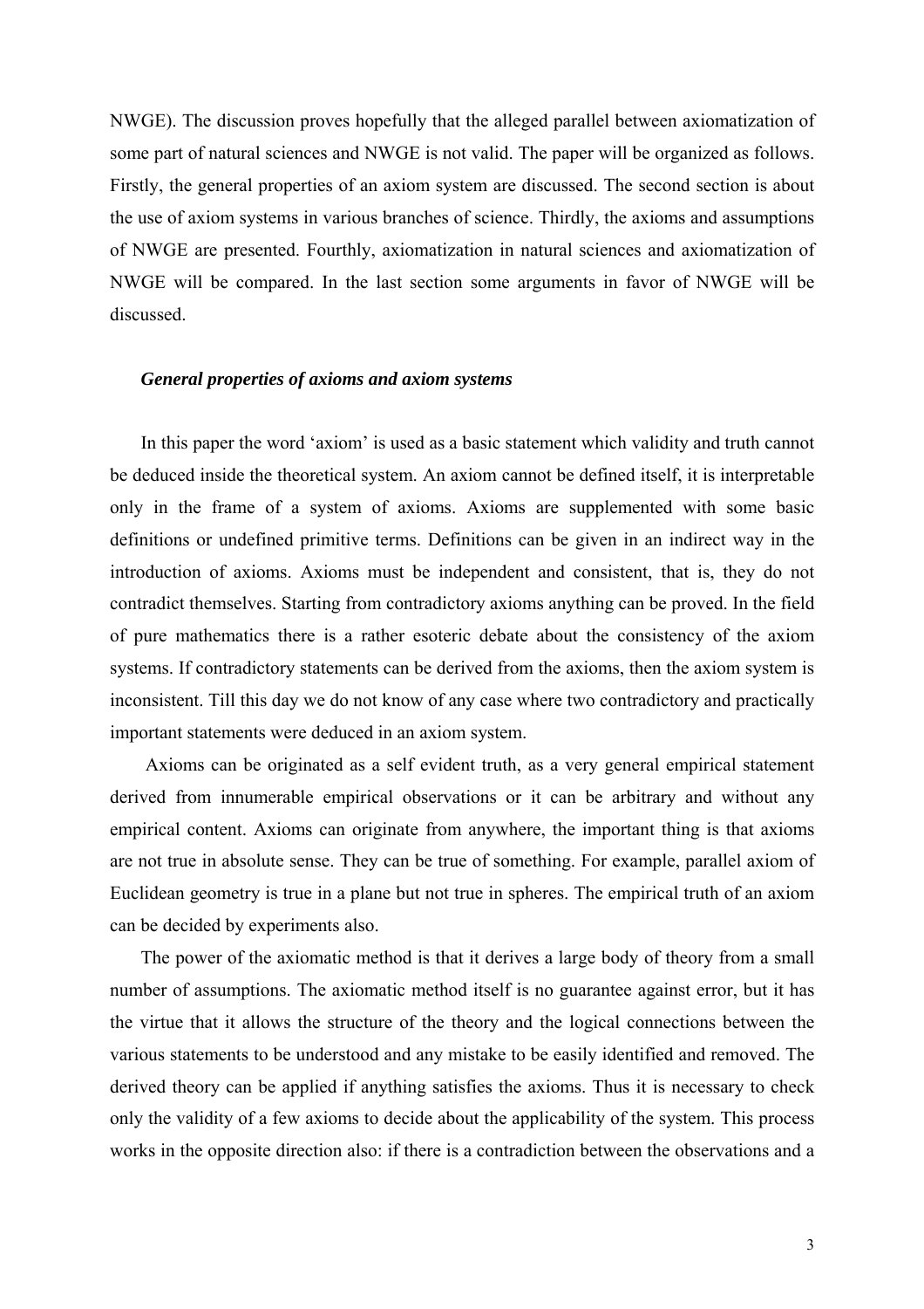NWGE). The discussion proves hopefully that the alleged parallel between axiomatization of some part of natural sciences and NWGE is not valid. The paper will be organized as follows. Firstly, the general properties of an axiom system are discussed. The second section is about the use of axiom systems in various branches of science. Thirdly, the axioms and assumptions of NWGE are presented. Fourthly, axiomatization in natural sciences and axiomatization of NWGE will be compared. In the last section some arguments in favor of NWGE will be discussed.

## *General properties of axioms and axiom systems*

In this paper the word 'axiom' is used as a basic statement which validity and truth cannot be deduced inside the theoretical system. An axiom cannot be defined itself, it is interpretable only in the frame of a system of axioms. Axioms are supplemented with some basic definitions or undefined primitive terms. Definitions can be given in an indirect way in the introduction of axioms. Axioms must be independent and consistent, that is, they do not contradict themselves. Starting from contradictory axioms anything can be proved. In the field of pure mathematics there is a rather esoteric debate about the consistency of the axiom systems. If contradictory statements can be derived from the axioms, then the axiom system is inconsistent. Till this day we do not know of any case where two contradictory and practically important statements were deduced in an axiom system.

Axioms can be originated as a self evident truth, as a very general empirical statement derived from innumerable empirical observations or it can be arbitrary and without any empirical content. Axioms can originate from anywhere, the important thing is that axioms are not true in absolute sense. They can be true of something. For example, parallel axiom of Euclidean geometry is true in a plane but not true in spheres. The empirical truth of an axiom can be decided by experiments also.

The power of the axiomatic method is that it derives a large body of theory from a small number of assumptions. The axiomatic method itself is no guarantee against error, but it has the virtue that it allows the structure of the theory and the logical connections between the various statements to be understood and any mistake to be easily identified and removed. The derived theory can be applied if anything satisfies the axioms. Thus it is necessary to check only the validity of a few axioms to decide about the applicability of the system. This process works in the opposite direction also: if there is a contradiction between the observations and a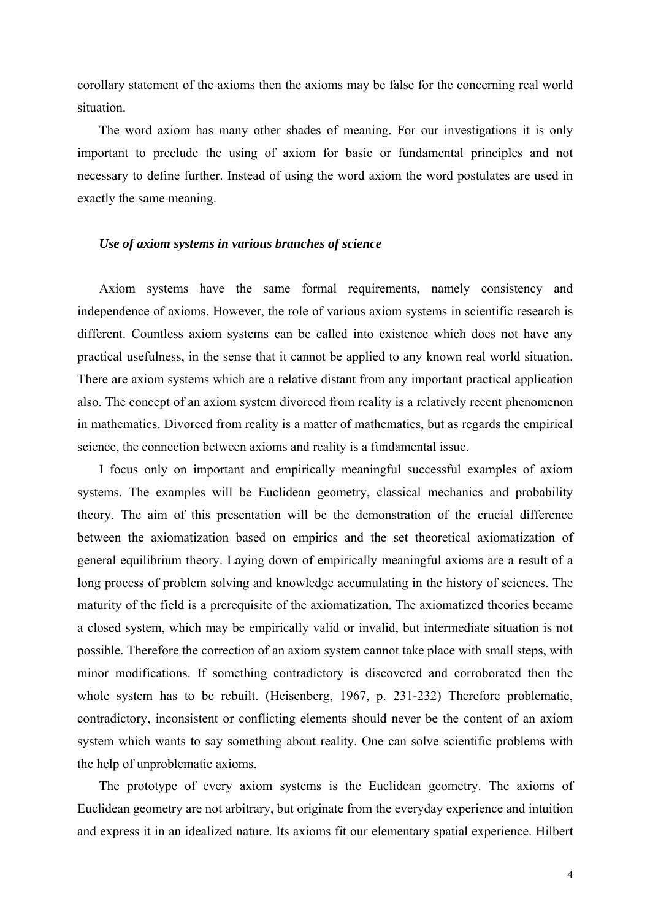corollary statement of the axioms then the axioms may be false for the concerning real world situation.

The word axiom has many other shades of meaning. For our investigations it is only important to preclude the using of axiom for basic or fundamental principles and not necessary to define further. Instead of using the word axiom the word postulates are used in exactly the same meaning.

### *Use of axiom systems in various branches of science*

Axiom systems have the same formal requirements, namely consistency and independence of axioms. However, the role of various axiom systems in scientific research is different. Countless axiom systems can be called into existence which does not have any practical usefulness, in the sense that it cannot be applied to any known real world situation. There are axiom systems which are a relative distant from any important practical application also. The concept of an axiom system divorced from reality is a relatively recent phenomenon in mathematics. Divorced from reality is a matter of mathematics, but as regards the empirical science, the connection between axioms and reality is a fundamental issue.

I focus only on important and empirically meaningful successful examples of axiom systems. The examples will be Euclidean geometry, classical mechanics and probability theory. The aim of this presentation will be the demonstration of the crucial difference between the axiomatization based on empirics and the set theoretical axiomatization of general equilibrium theory. Laying down of empirically meaningful axioms are a result of a long process of problem solving and knowledge accumulating in the history of sciences. The maturity of the field is a prerequisite of the axiomatization. The axiomatized theories became a closed system, which may be empirically valid or invalid, but intermediate situation is not possible. Therefore the correction of an axiom system cannot take place with small steps, with minor modifications. If something contradictory is discovered and corroborated then the whole system has to be rebuilt. (Heisenberg, 1967, p. 231-232) Therefore problematic, contradictory, inconsistent or conflicting elements should never be the content of an axiom system which wants to say something about reality. One can solve scientific problems with the help of unproblematic axioms.

The prototype of every axiom systems is the Euclidean geometry. The axioms of Euclidean geometry are not arbitrary, but originate from the everyday experience and intuition and express it in an idealized nature. Its axioms fit our elementary spatial experience. Hilbert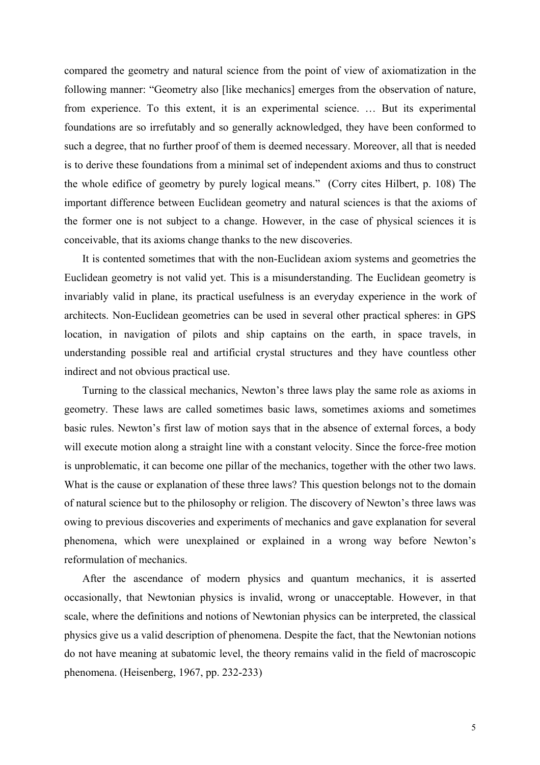compared the geometry and natural science from the point of view of axiomatization in the following manner: "Geometry also [like mechanics] emerges from the observation of nature, from experience. To this extent, it is an experimental science. … But its experimental foundations are so irrefutably and so generally acknowledged, they have been conformed to such a degree, that no further proof of them is deemed necessary. Moreover, all that is needed is to derive these foundations from a minimal set of independent axioms and thus to construct the whole edifice of geometry by purely logical means." (Corry cites Hilbert, p. 108) The important difference between Euclidean geometry and natural sciences is that the axioms of the former one is not subject to a change. However, in the case of physical sciences it is conceivable, that its axioms change thanks to the new discoveries.

It is contented sometimes that with the non-Euclidean axiom systems and geometries the Euclidean geometry is not valid yet. This is a misunderstanding. The Euclidean geometry is invariably valid in plane, its practical usefulness is an everyday experience in the work of architects. Non-Euclidean geometries can be used in several other practical spheres: in GPS location, in navigation of pilots and ship captains on the earth, in space travels, in understanding possible real and artificial crystal structures and they have countless other indirect and not obvious practical use.

Turning to the classical mechanics, Newton's three laws play the same role as axioms in geometry. These laws are called sometimes basic laws, sometimes axioms and sometimes basic rules. Newton's first law of motion says that in the absence of external forces, a body will execute motion along a straight line with a constant velocity. Since the force-free motion is unproblematic, it can become one pillar of the mechanics, together with the other two laws. What is the cause or explanation of these three laws? This question belongs not to the domain of natural science but to the philosophy or religion. The discovery of Newton's three laws was owing to previous discoveries and experiments of mechanics and gave explanation for several phenomena, which were unexplained or explained in a wrong way before Newton's reformulation of mechanics.

After the ascendance of modern physics and quantum mechanics, it is asserted occasionally, that Newtonian physics is invalid, wrong or unacceptable. However, in that scale, where the definitions and notions of Newtonian physics can be interpreted, the classical physics give us a valid description of phenomena. Despite the fact, that the Newtonian notions do not have meaning at subatomic level, the theory remains valid in the field of macroscopic phenomena. (Heisenberg, 1967, pp. 232-233)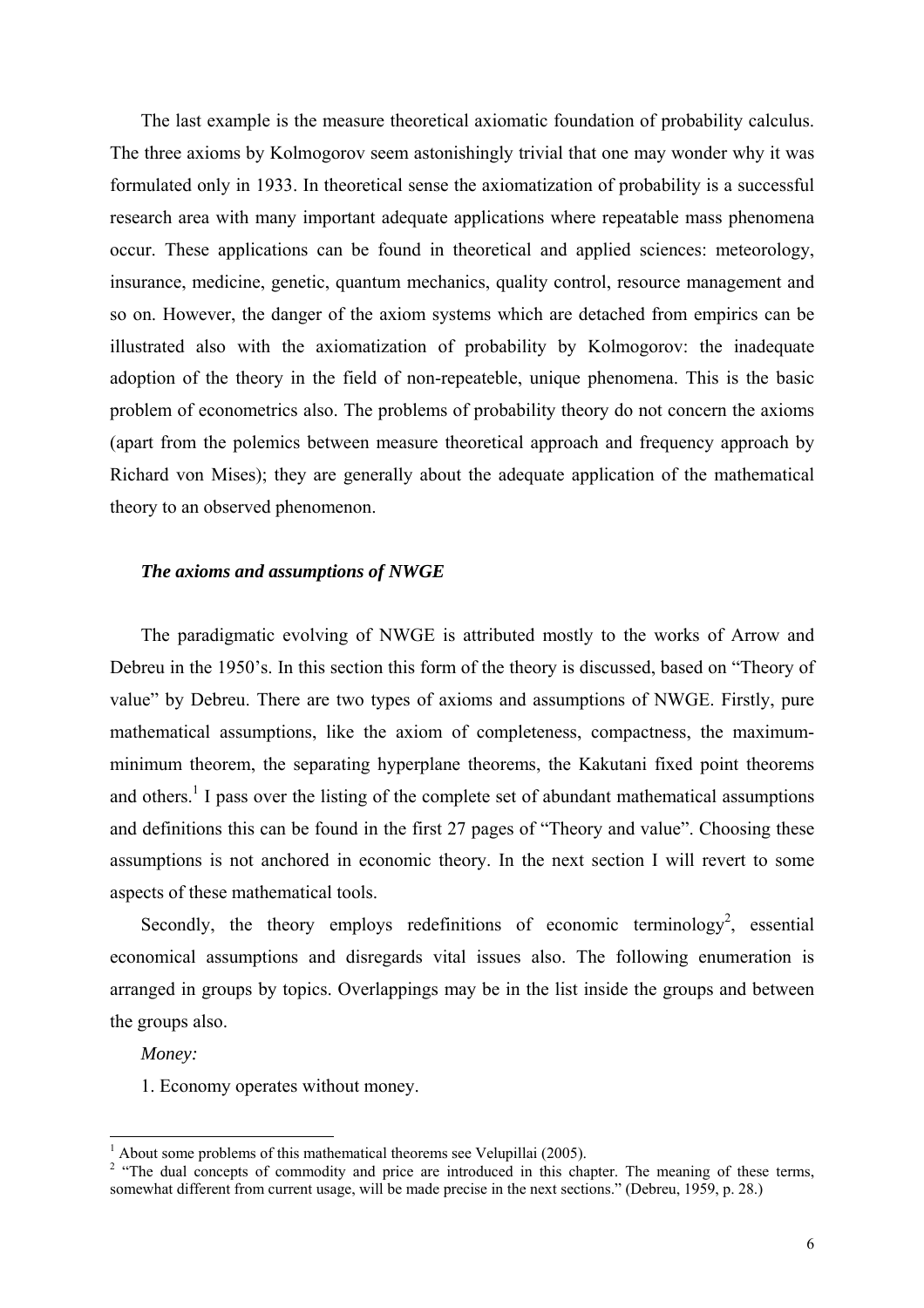The last example is the measure theoretical axiomatic foundation of probability calculus. The three axioms by Kolmogorov seem astonishingly trivial that one may wonder why it was formulated only in 1933. In theoretical sense the axiomatization of probability is a successful research area with many important adequate applications where repeatable mass phenomena occur. These applications can be found in theoretical and applied sciences: meteorology, insurance, medicine, genetic, quantum mechanics, quality control, resource management and so on. However, the danger of the axiom systems which are detached from empirics can be illustrated also with the axiomatization of probability by Kolmogorov: the inadequate adoption of the theory in the field of non-repeateble, unique phenomena. This is the basic problem of econometrics also. The problems of probability theory do not concern the axioms (apart from the polemics between measure theoretical approach and frequency approach by Richard von Mises); they are generally about the adequate application of the mathematical theory to an observed phenomenon.

### *The axioms and assumptions of NWGE*

The paradigmatic evolving of NWGE is attributed mostly to the works of Arrow and Debreu in the 1950's. In this section this form of the theory is discussed, based on "Theory of value" by Debreu. There are two types of axioms and assumptions of NWGE. Firstly, pure mathematical assumptions, like the axiom of completeness, compactness, the maximum-minimum theorem, the separating hyperplane theorems, the Kakutani fixed point theorems and others.[1] I pass over the listing of the complete set of abundant mathematical assumptions and definitions this can be found in the first 27 pages of "Theory and value". Choosing these assumptions is not anchored in economic theory. In the next section I will revert to some aspects of these mathematical tools.

Secondly, the theory employs redefinitions of economic terminology[2], essential economical assumptions and disregards vital issues also. The following enumeration is arranged in groups by topics. Overlappings may be in the list inside the groups and between the groups also.

*Money:*

1. Economy operates without money.

---

[1] About some problems of this mathematical theorems see Velupillai (2005).

[2] "The dual concepts of commodity and price are introduced in this chapter. The meaning of these terms, somewhat different from current usage, will be made precise in the next sections." (Debreu, 1959, p. 28.)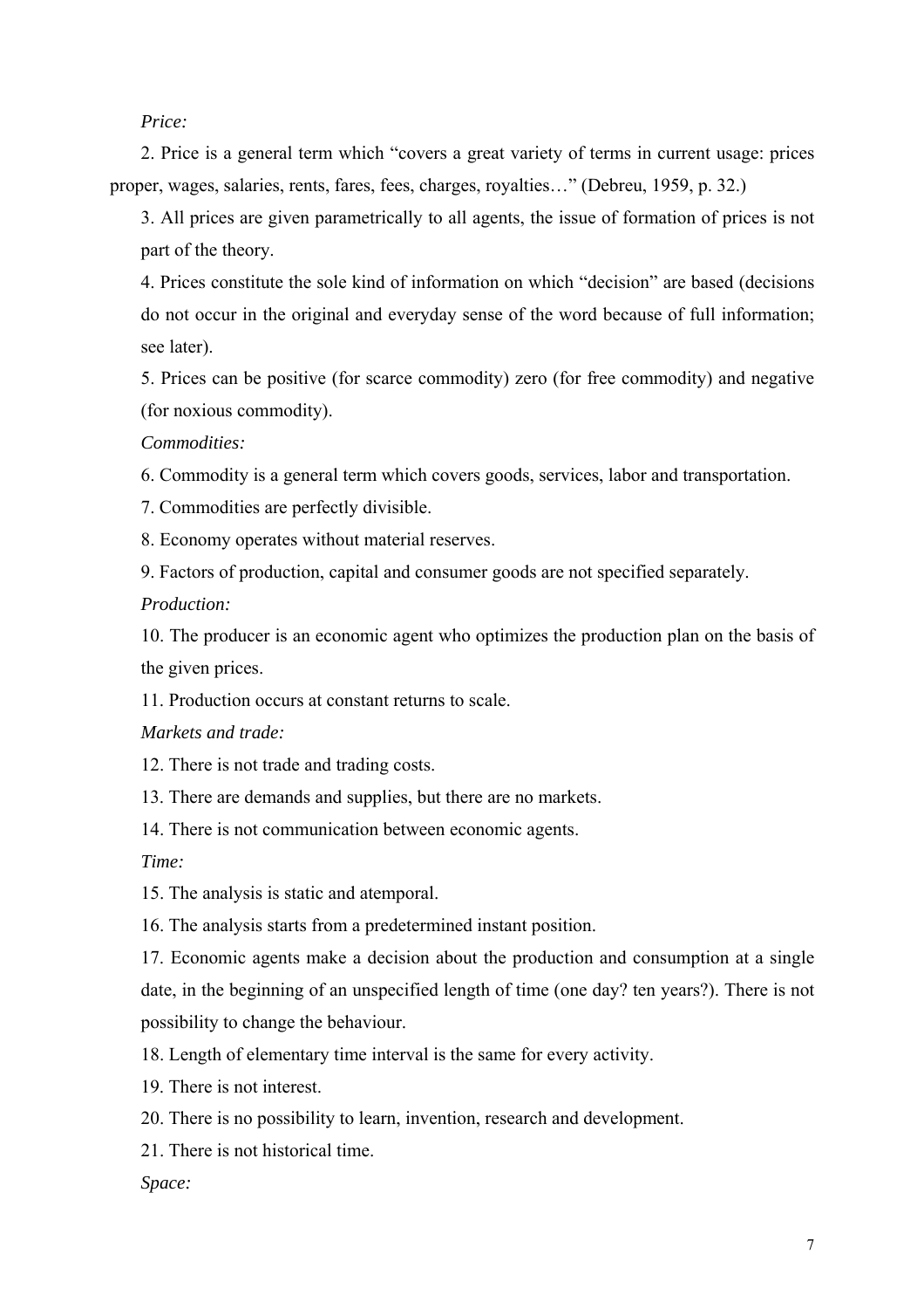*Price:*

2. Price is a general term which "covers a great variety of terms in current usage: prices proper, wages, salaries, rents, fares, fees, charges, royalties…" (Debreu, 1959, p. 32.)

3. All prices are given parametrically to all agents, the issue of formation of prices is not part of the theory.

4. Prices constitute the sole kind of information on which "decision" are based (decisions do not occur in the original and everyday sense of the word because of full information; see later).

5. Prices can be positive (for scarce commodity) zero (for free commodity) and negative (for noxious commodity).

*Commodities:*

6. Commodity is a general term which covers goods, services, labor and transportation.

7. Commodities are perfectly divisible.

8. Economy operates without material reserves.

9. Factors of production, capital and consumer goods are not specified separately.

*Production:*

10. The producer is an economic agent who optimizes the production plan on the basis of the given prices.

11. Production occurs at constant returns to scale.

*Markets and trade:*

12. There is not trade and trading costs.

13. There are demands and supplies, but there are no markets.

14. There is not communication between economic agents.

*Time:*

15. The analysis is static and atemporal.

16. The analysis starts from a predetermined instant position.

17. Economic agents make a decision about the production and consumption at a single date, in the beginning of an unspecified length of time (one day? ten years?). There is not possibility to change the behaviour.

18. Length of elementary time interval is the same for every activity.

19. There is not interest.

20. There is no possibility to learn, invention, research and development.

21. There is not historical time.

*Space:*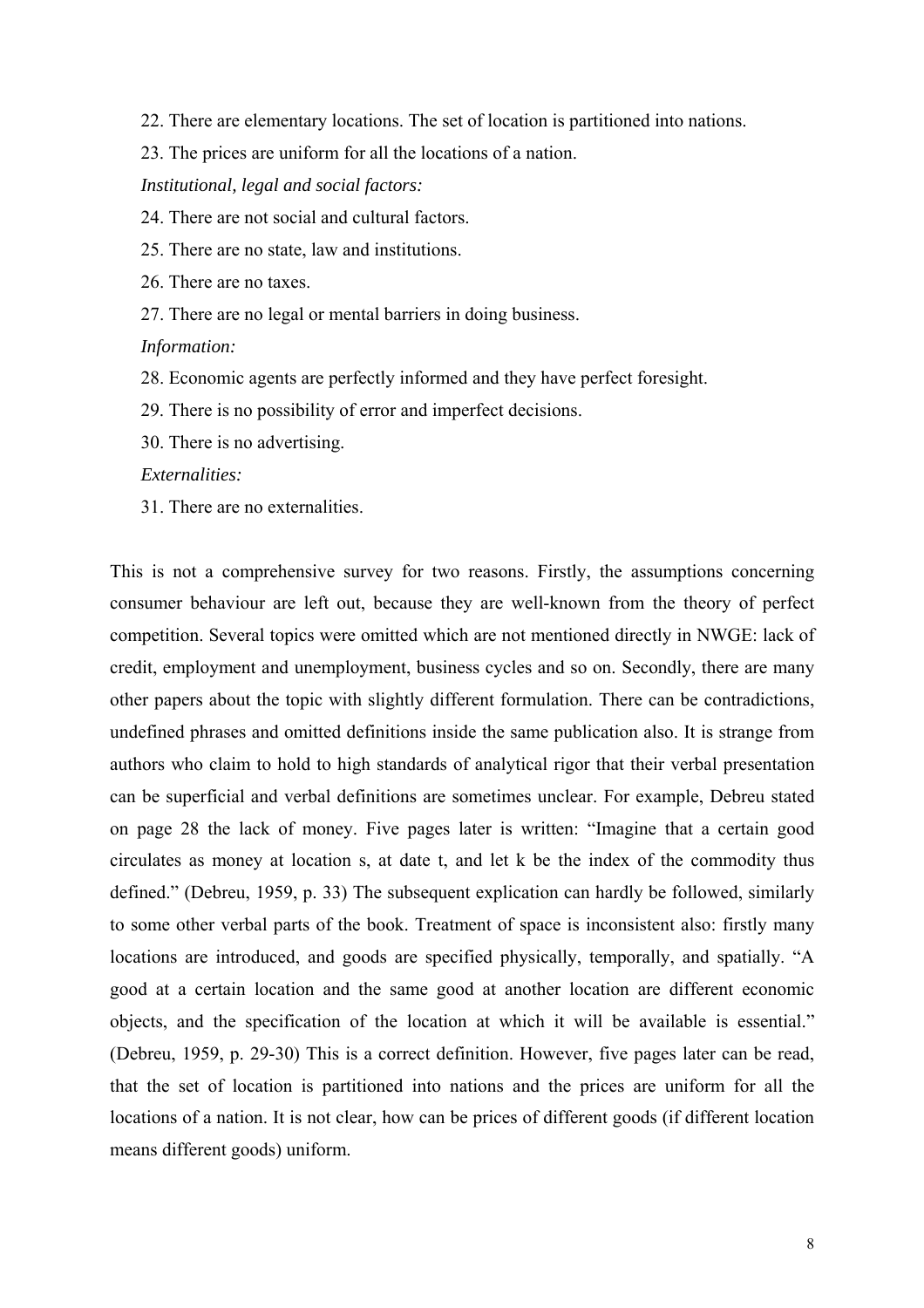22. There are elementary locations. The set of location is partitioned into nations.

23. The prices are uniform for all the locations of a nation.

*Institutional, legal and social factors:*

24. There are not social and cultural factors.

25. There are no state, law and institutions.

26. There are no taxes.

27. There are no legal or mental barriers in doing business.

*Information:*

28. Economic agents are perfectly informed and they have perfect foresight.

29. There is no possibility of error and imperfect decisions.

30. There is no advertising.

*Externalities:*

31. There are no externalities.

This is not a comprehensive survey for two reasons. Firstly, the assumptions concerning consumer behaviour are left out, because they are well-known from the theory of perfect competition. Several topics were omitted which are not mentioned directly in NWGE: lack of credit, employment and unemployment, business cycles and so on. Secondly, there are many other papers about the topic with slightly different formulation. There can be contradictions, undefined phrases and omitted definitions inside the same publication also. It is strange from authors who claim to hold to high standards of analytical rigor that their verbal presentation can be superficial and verbal definitions are sometimes unclear. For example, Debreu stated on page 28 the lack of money. Five pages later is written: "Imagine that a certain good circulates as money at location s, at date t, and let k be the index of the commodity thus defined." (Debreu, 1959, p. 33) The subsequent explication can hardly be followed, similarly to some other verbal parts of the book. Treatment of space is inconsistent also: firstly many locations are introduced, and goods are specified physically, temporally, and spatially. "A good at a certain location and the same good at another location are different economic objects, and the specification of the location at which it will be available is essential." (Debreu, 1959, p. 29-30) This is a correct definition. However, five pages later can be read, that the set of location is partitioned into nations and the prices are uniform for all the locations of a nation. It is not clear, how can be prices of different goods (if different location means different goods) uniform.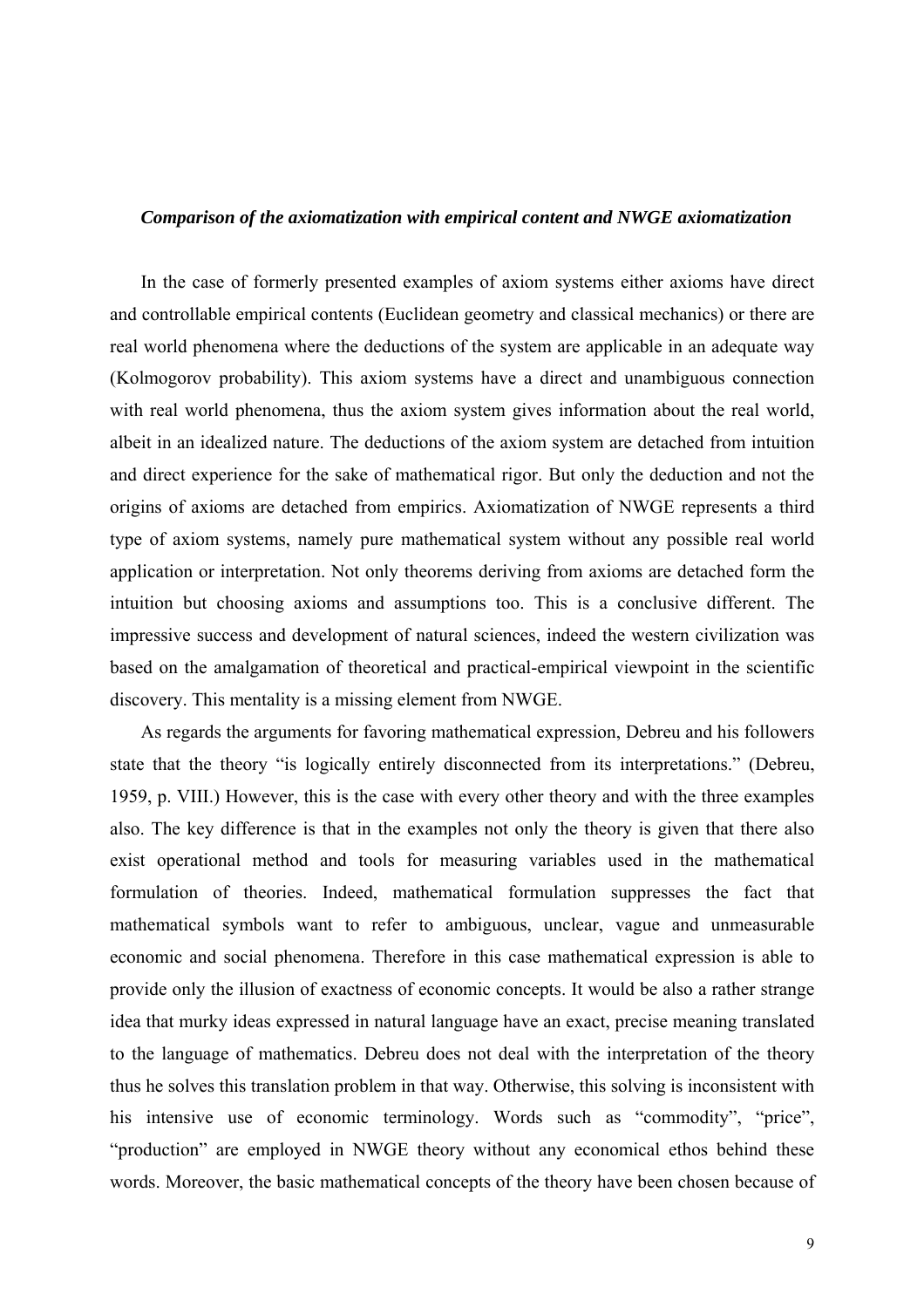### *Comparison of the axiomatization with empirical content and NWGE axiomatization*

In the case of formerly presented examples of axiom systems either axioms have direct and controllable empirical contents (Euclidean geometry and classical mechanics) or there are real world phenomena where the deductions of the system are applicable in an adequate way (Kolmogorov probability). This axiom systems have a direct and unambiguous connection with real world phenomena, thus the axiom system gives information about the real world, albeit in an idealized nature. The deductions of the axiom system are detached from intuition and direct experience for the sake of mathematical rigor. But only the deduction and not the origins of axioms are detached from empirics. Axiomatization of NWGE represents a third type of axiom systems, namely pure mathematical system without any possible real world application or interpretation. Not only theorems deriving from axioms are detached form the intuition but choosing axioms and assumptions too. This is a conclusive different. The impressive success and development of natural sciences, indeed the western civilization was based on the amalgamation of theoretical and practical-empirical viewpoint in the scientific discovery. This mentality is a missing element from NWGE.

As regards the arguments for favoring mathematical expression, Debreu and his followers state that the theory "is logically entirely disconnected from its interpretations." (Debreu, 1959, p. VIII.) However, this is the case with every other theory and with the three examples also. The key difference is that in the examples not only the theory is given that there also exist operational method and tools for measuring variables used in the mathematical formulation of theories. Indeed, mathematical formulation suppresses the fact that mathematical symbols want to refer to ambiguous, unclear, vague and unmeasurable economic and social phenomena. Therefore in this case mathematical expression is able to provide only the illusion of exactness of economic concepts. It would be also a rather strange idea that murky ideas expressed in natural language have an exact, precise meaning translated to the language of mathematics. Debreu does not deal with the interpretation of the theory thus he solves this translation problem in that way. Otherwise, this solving is inconsistent with his intensive use of economic terminology. Words such as "commodity", "price", "production" are employed in NWGE theory without any economical ethos behind these words. Moreover, the basic mathematical concepts of the theory have been chosen because of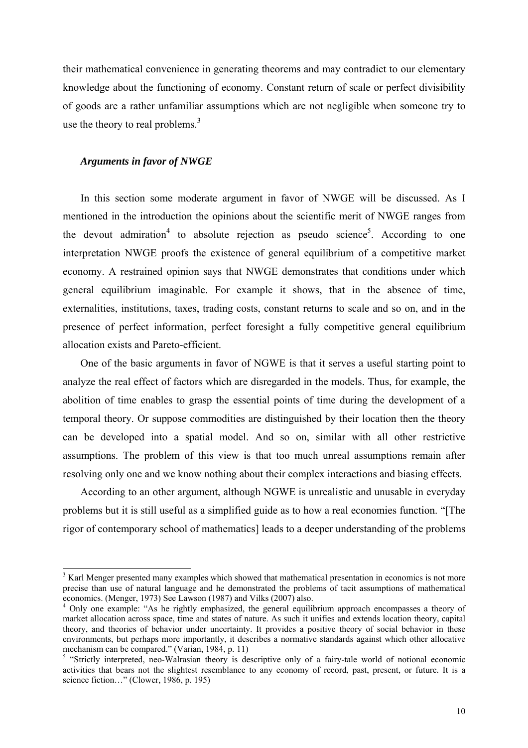their mathematical convenience in generating theorems and may contradict to our elementary knowledge about the functioning of economy. Constant return of scale or perfect divisibility of goods are a rather unfamiliar assumptions which are not negligible when someone try to use the theory to real problems.[3]

### *Arguments in favor of NWGE*

In this section some moderate argument in favor of NWGE will be discussed. As I mentioned in the introduction the opinions about the scientific merit of NWGE ranges from the devout admiration[4] to absolute rejection as pseudo science[5]. According to one interpretation NWGE proofs the existence of general equilibrium of a competitive market economy. A restrained opinion says that NWGE demonstrates that conditions under which general equilibrium imaginable. For example it shows, that in the absence of time, externalities, institutions, taxes, trading costs, constant returns to scale and so on, and in the presence of perfect information, perfect foresight a fully competitive general equilibrium allocation exists and Pareto-efficient.

One of the basic arguments in favor of NGWE is that it serves a useful starting point to analyze the real effect of factors which are disregarded in the models. Thus, for example, the abolition of time enables to grasp the essential points of time during the development of a temporal theory. Or suppose commodities are distinguished by their location then the theory can be developed into a spatial model. And so on, similar with all other restrictive assumptions. The problem of this view is that too much unreal assumptions remain after resolving only one and we know nothing about their complex interactions and biasing effects.

According to an other argument, although NGWE is unrealistic and unusable in everyday problems but it is still useful as a simplified guide as to how a real economies function. "[The rigor of contemporary school of mathematics] leads to a deeper understanding of the problems

---

[3] Karl Menger presented many examples which showed that mathematical presentation in economics is not more precise than use of natural language and he demonstrated the problems of tacit assumptions of mathematical economics. (Menger, 1973) See Lawson (1987) and Vilks (2007) also.

[4] Only one example: "As he rightly emphasized, the general equilibrium approach encompasses a theory of market allocation across space, time and states of nature. As such it unifies and extends location theory, capital theory, and theories of behavior under uncertainty. It provides a positive theory of social behavior in these environments, but perhaps more importantly, it describes a normative standards against which other allocative mechanism can be compared." (Varian, 1984, p. 11)

[5] "Strictly interpreted, neo-Walrasian theory is descriptive only of a fairy-tale world of notional economic activities that bears not the slightest resemblance to any economy of record, past, present, or future. It is a science fiction…" (Clower, 1986, p. 195)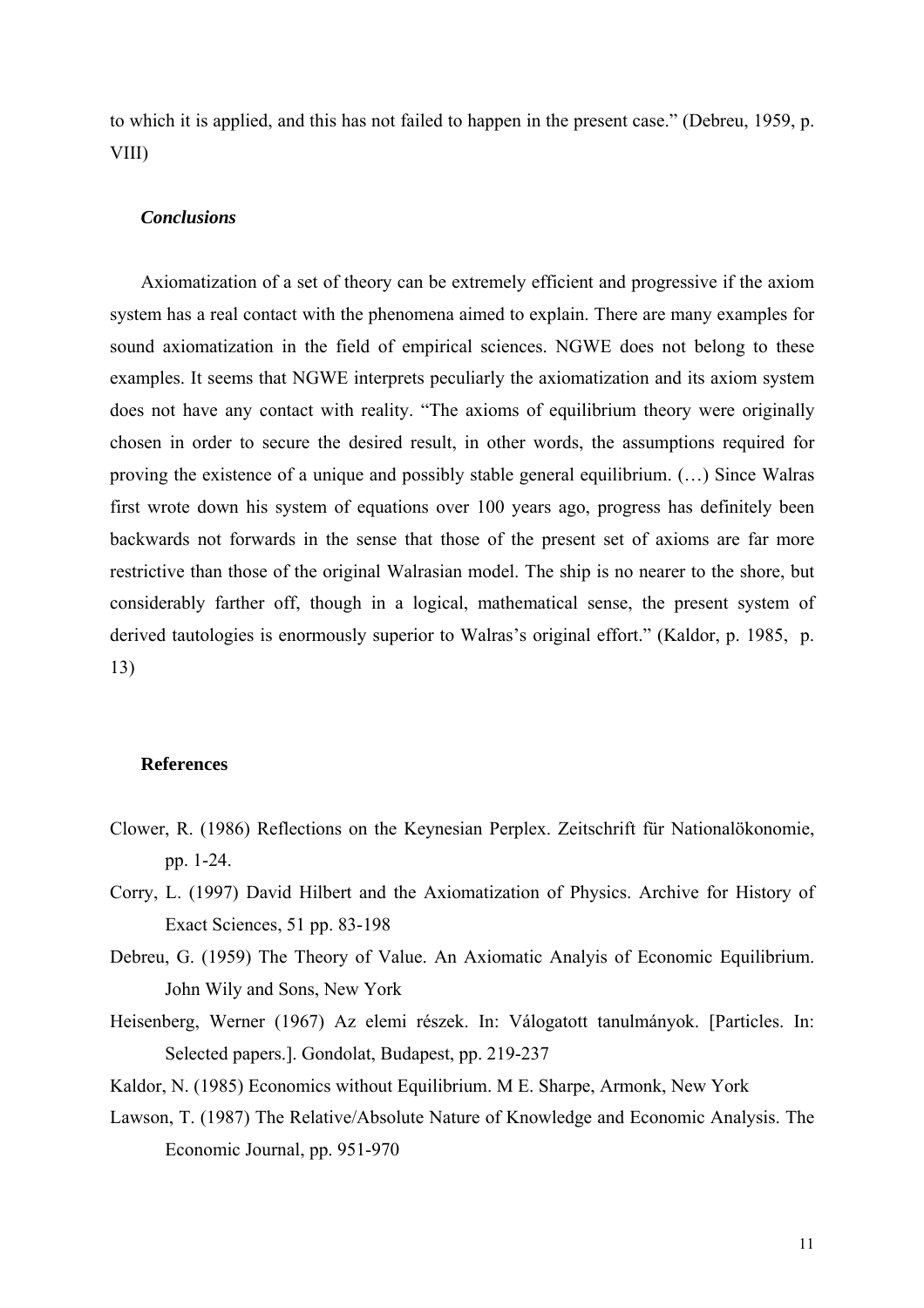to which it is applied, and this has not failed to happen in the present case." (Debreu, 1959, p. VIII)

### *Conclusions*

Axiomatization of a set of theory can be extremely efficient and progressive if the axiom system has a real contact with the phenomena aimed to explain. There are many examples for sound axiomatization in the field of empirical sciences. NGWE does not belong to these examples. It seems that NGWE interprets peculiarly the axiomatization and its axiom system does not have any contact with reality. "The axioms of equilibrium theory were originally chosen in order to secure the desired result, in other words, the assumptions required for proving the existence of a unique and possibly stable general equilibrium. (…) Since Walras first wrote down his system of equations over 100 years ago, progress has definitely been backwards not forwards in the sense that those of the present set of axioms are far more restrictive than those of the original Walrasian model. The ship is no nearer to the shore, but considerably farther off, though in a logical, mathematical sense, the present system of derived tautologies is enormously superior to Walras's original effort." (Kaldor, p. 1985, p. 13)

### References

Clower, R. (1986) Reflections on the Keynesian Perplex. Zeitschrift für Nationalökonomie, pp. 1-24.

Corry, L. (1997) David Hilbert and the Axiomatization of Physics. Archive for History of Exact Sciences, 51 pp. 83-198

Debreu, G. (1959) The Theory of Value. An Axiomatic Analyis of Economic Equilibrium. John Wily and Sons, New York

Heisenberg, Werner (1967) Az elemi részek. In: Válogatott tanulmányok. [Particles. In: Selected papers.]. Gondolat, Budapest, pp. 219-237

Kaldor, N. (1985) Economics without Equilibrium. M E. Sharpe, Armonk, New York

Lawson, T. (1987) The Relative/Absolute Nature of Knowledge and Economic Analysis. The Economic Journal, pp. 951-970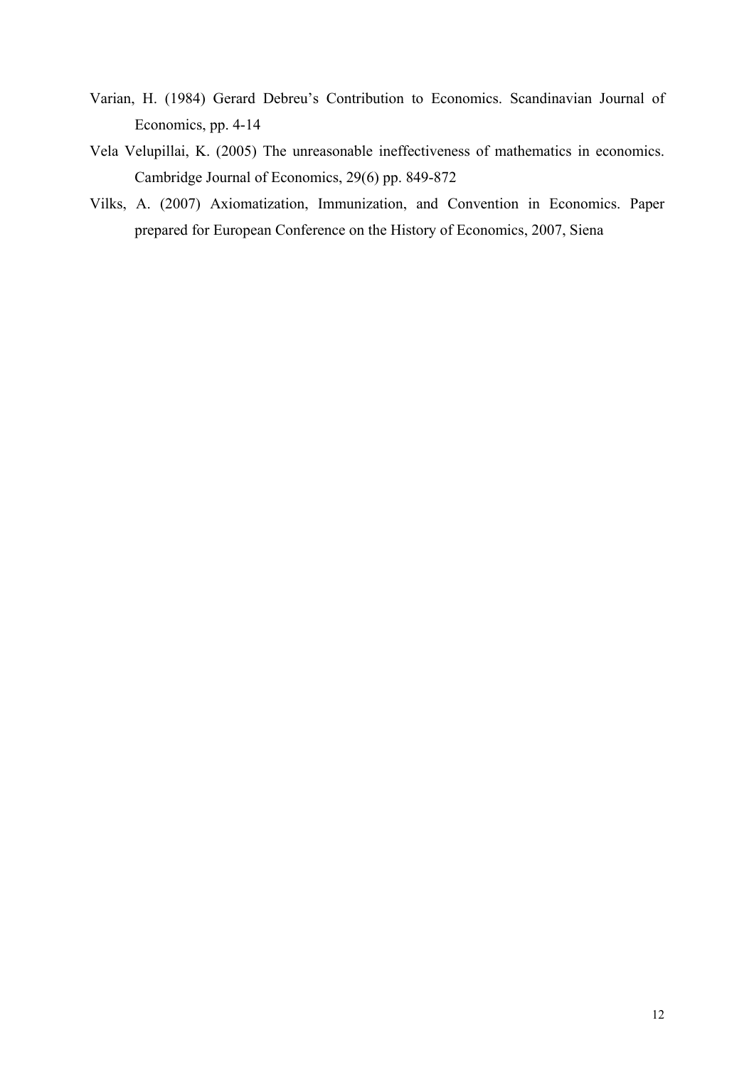Varian, H. (1984) Gerard Debreu's Contribution to Economics. Scandinavian Journal of Economics, pp. 4-14

Vela Velupillai, K. (2005) The unreasonable ineffectiveness of mathematics in economics. Cambridge Journal of Economics, 29(6) pp. 849-872

Vilks, A. (2007) Axiomatization, Immunization, and Convention in Economics. Paper prepared for European Conference on the History of Economics, 2007, Siena